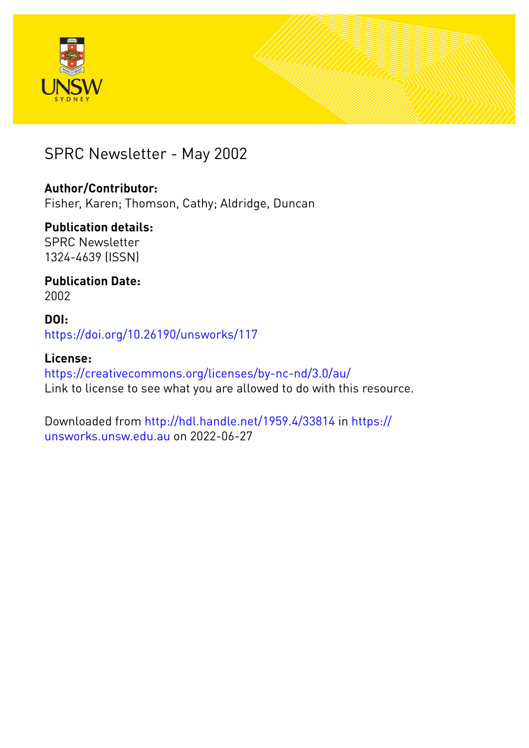# SPRC Newsletter - May 2002

**Author/Contributor:**
Fisher, Karen; Thomson, Cathy; Aldridge, Duncan

**Publication details:**
SPRC Newsletter
1324-4639 (ISSN)

**Publication Date:**
2002

**DOI:**
https://doi.org/10.26190/unsworks/117

**License:**
https://creativecommons.org/licenses/by-nc-nd/3.0/au/
Link to license to see what you are allowed to do with this resource.

Downloaded from http://hdl.handle.net/1959.4/33814 in https://unsworks.unsw.edu.au on 2022-06-27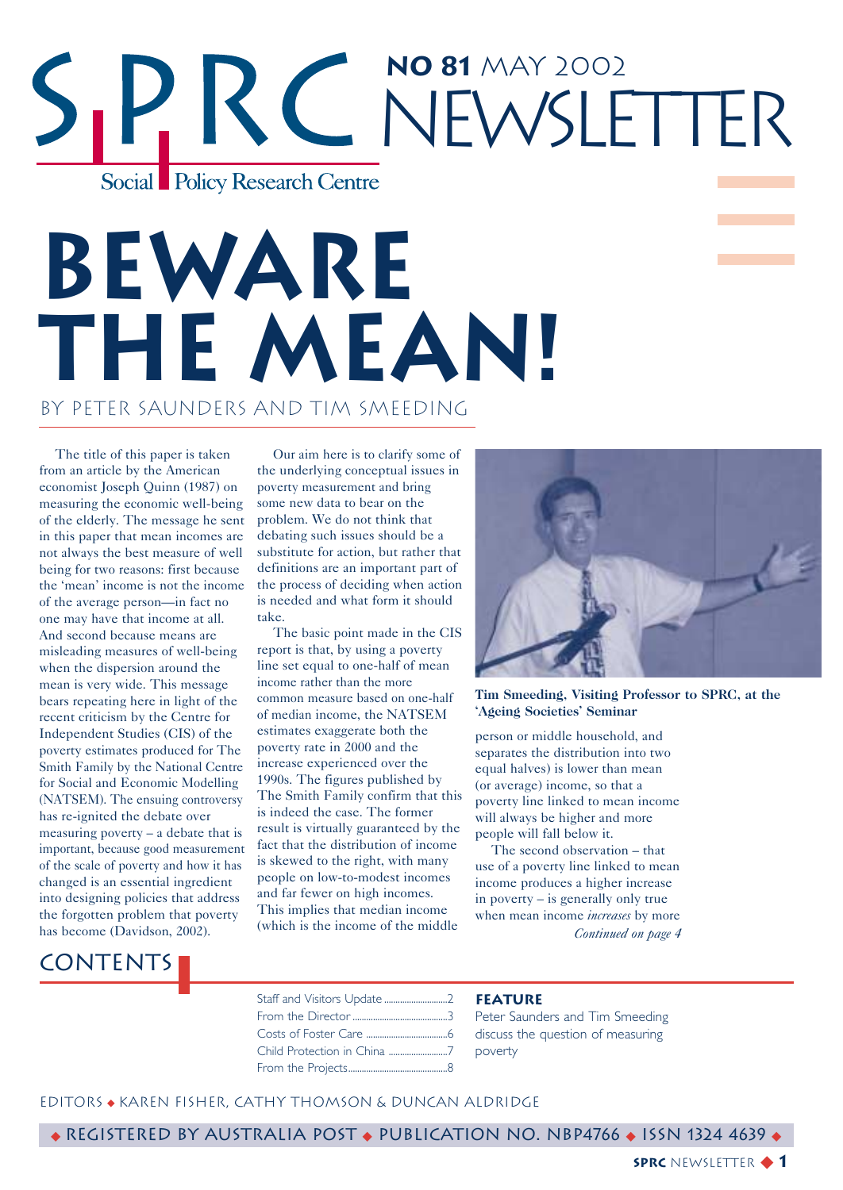# SPRC NEWSLETTER

**NO 81** MAY 2002

Social Policy Research Centre

# BEWARE THE MEAN!

BY PETER SAUNDERS AND TIM SMEEDING

The title of this paper is taken from an article by the American economist Joseph Quinn (1987) on measuring the economic well-being of the elderly. The message he sent in this paper that mean incomes are not always the best measure of well being for two reasons: first because the 'mean' income is not the income of the average person—in fact no one may have that income at all. And second because means are misleading measures of well-being when the dispersion around the mean is very wide. This message bears repeating here in light of the recent criticism by the Centre for Independent Studies (CIS) of the poverty estimates produced for The Smith Family by the National Centre for Social and Economic Modelling (NATSEM). The ensuing controversy has re-ignited the debate over measuring poverty – a debate that is important, because good measurement of the scale of poverty and how it has changed is an essential ingredient into designing policies that address the forgotten problem that poverty has become (Davidson, 2002).

Our aim here is to clarify some of the underlying conceptual issues in poverty measurement and bring some new data to bear on the problem. We do not think that debating such issues should be a substitute for action, but rather that definitions are an important part of the process of deciding when action is needed and what form it should take.

The basic point made in the CIS report is that, by using a poverty line set equal to one-half of mean income rather than the more common measure based on one-half of median income, the NATSEM estimates exaggerate both the poverty rate in 2000 and the increase experienced over the 1990s. The figures published by The Smith Family confirm that this is indeed the case. The former result is virtually guaranteed by the fact that the distribution of income is skewed to the right, with many people on low-to-modest incomes and far fewer on high incomes. This implies that median income (which is the income of the middle person or middle household, and separates the distribution into two equal halves) is lower than mean (or average) income, so that a poverty line linked to mean income will always be higher and more people will fall below it.

The second observation – that use of a poverty line linked to mean income produces a higher increase in poverty – is generally only true when mean income *increases* by more

*Continued on page 4*

**Tim Smeeding, Visiting Professor to SPRC, at the 'Ageing Societies' Seminar**

## CONTENTS

- Staff and Visitors Update ....2
- From the Director ....3
- Costs of Foster Care ....6
- Child Protection in China ....7
- From the Projects ....8

**FEATURE**

Peter Saunders and Tim Smeeding discuss the question of measuring poverty

EDITORS ◆ KAREN FISHER, CATHY THOMSON & DUNCAN ALDRIDGE

◆ REGISTERED BY AUSTRALIA POST ◆ PUBLICATION NO. NBP4766 ◆ ISSN 1324 4639 ◆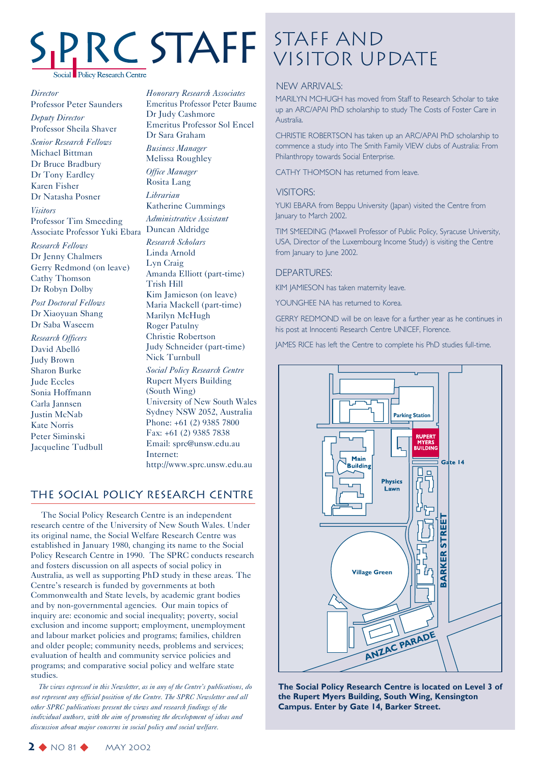# SPRC STAFF

Social Policy Research Centre

*Director*
Professor Peter Saunders

*Deputy Director*
Professor Sheila Shaver

*Senior Research Fellows*
Michael Bittman
Dr Bruce Bradbury
Dr Tony Eardley
Karen Fisher
Dr Natasha Posner

*Visitors*
Professor Tim Smeeding
Associate Professor Yuki Ebara

*Research Fellows*
Dr Jenny Chalmers
Gerry Redmond (on leave)
Cathy Thomson
Dr Robyn Dolby

*Post Doctoral Fellows*
Dr Xiaoyuan Shang
Dr Saba Waseem

*Research Officers*
David Abelló
Judy Brown
Sharon Burke
Jude Eccles
Sonia Hoffmann
Carla Jannsen
Justin McNab
Kate Norris
Peter Siminski
Jacqueline Tudbull

*Honorary Research Associates*
Emeritus Professor Peter Baume
Dr Judy Cashmore
Emeritus Professor Sol Encel
Dr Sara Graham

*Business Manager*
Melissa Roughley

*Office Manager*
Rosita Lang

*Librarian*
Katherine Cummings

*Administrative Assistant*
Duncan Aldridge

*Research Scholars*
Linda Arnold
Lyn Craig
Amanda Elliott (part-time)
Trish Hill
Kim Jamieson (on leave)
Maria Mackell (part-time)
Marilyn McHugh
Roger Patulny
Christie Robertson
Judy Schneider (part-time)
Nick Turnbull

*Social Policy Research Centre*
Rupert Myers Building
(South Wing)
University of New South Wales
Sydney NSW 2052, Australia
Phone: +61 (2) 9385 7800
Fax: +61 (2) 9385 7838
Email: sprc@unsw.edu.au
Internet:
http://www.sprc.unsw.edu.au

## THE SOCIAL POLICY RESEARCH CENTRE

The Social Policy Research Centre is an independent research centre of the University of New South Wales. Under its original name, the Social Welfare Research Centre was established in January 1980, changing its name to the Social Policy Research Centre in 1990. The SPRC conducts research and fosters discussion on all aspects of social policy in Australia, as well as supporting PhD study in these areas. The Centre's research is funded by governments at both Commonwealth and State levels, by academic grant bodies and by non-governmental agencies. Our main topics of inquiry are: economic and social inequality; poverty, social exclusion and income support; employment, unemployment and labour market policies and programs; families, children and older people; community needs, problems and services; evaluation of health and community service policies and programs; and comparative social policy and welfare state studies.

*The views expressed in this Newsletter, as in any of the Centre's publications, do not represent any official position of the Centre. The SPRC Newsletter and all other SPRC publications present the views and research findings of the individual authors, with the aim of promoting the development of ideas and discussion about major concerns in social policy and social welfare.*

# STAFF AND VISITOR UPDATE

## NEW ARRIVALS:

MARILYN MCHUGH has moved from Staff to Research Scholar to take up an ARC/APAI PhD scholarship to study The Costs of Foster Care in Australia.

CHRISTIE ROBERTSON has taken up an ARC/APAI PhD scholarship to commence a study into The Smith Family VIEW clubs of Australia: From Philanthropy towards Social Enterprise.

CATHY THOMSON has returned from leave.

## VISITORS:

YUKI EBARA from Beppu University (Japan) visited the Centre from January to March 2002.

TIM SMEEDING (Maxwell Professor of Public Policy, Syracuse University, USA, Director of the Luxembourg Income Study) is visiting the Centre from January to June 2002.

## DEPARTURES:

KIM JAMIESON has taken maternity leave.

YOUNGHEE NA has returned to Korea.

GERRY REDMOND will be on leave for a further year as he continues in his post at Innocenti Research Centre UNICEF, Florence.

JAMES RICE has left the Centre to complete his PhD studies full-time.

Parking Station
RUPERT MYERS BUILDING
Gate 14
Main Building
Physics Lawn
Village Green
BARKER STREET
ANZAC PARADE

**The Social Policy Research Centre is located on Level 3 of the Rupert Myers Building, South Wing, Kensington Campus. Enter by Gate 14, Barker Street.**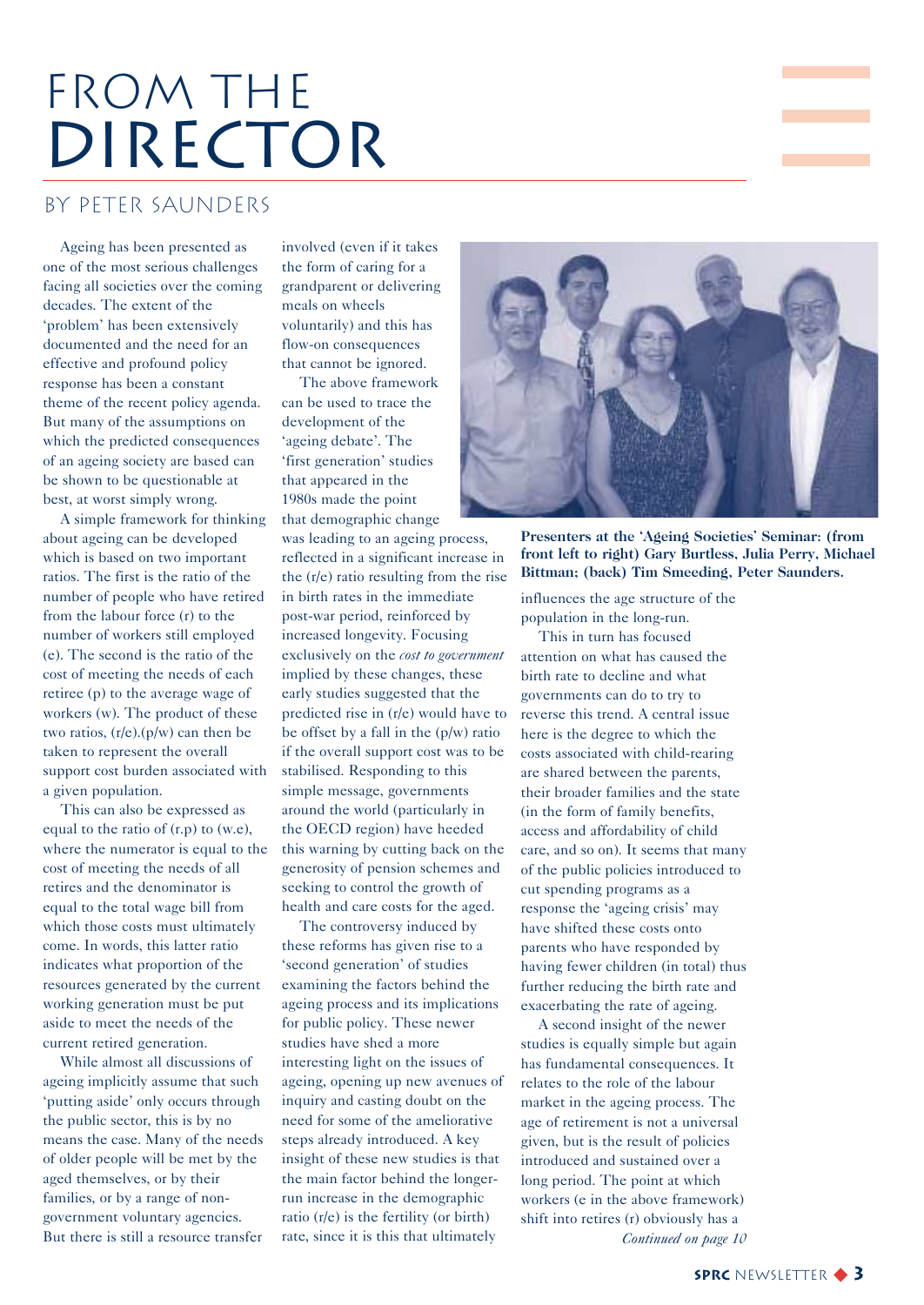# FROM THE DIRECTOR

## BY PETER SAUNDERS

Ageing has been presented as one of the most serious challenges facing all societies over the coming decades. The extent of the 'problem' has been extensively documented and the need for an effective and profound policy response has been a constant theme of the recent policy agenda. But many of the assumptions on which the predicted consequences of an ageing society are based can be shown to be questionable at best, at worst simply wrong.

A simple framework for thinking about ageing can be developed which is based on two important ratios. The first is the ratio of the number of people who have retired from the labour force (r) to the number of workers still employed (e). The second is the ratio of the cost of meeting the needs of each retiree (p) to the average wage of workers (w). The product of these two ratios, (r/e).(p/w) can then be taken to represent the overall support cost burden associated with a given population.

This can also be expressed as equal to the ratio of (r.p) to (w.e), where the numerator is equal to the cost of meeting the needs of all retires and the denominator is equal to the total wage bill from which those costs must ultimately come. In words, this latter ratio indicates what proportion of the resources generated by the current working generation must be put aside to meet the needs of the current retired generation.

While almost all discussions of ageing implicitly assume that such 'putting aside' only occurs through the public sector, this is by no means the case. Many of the needs of older people will be met by the aged themselves, or by their families, or by a range of non-government voluntary agencies. But there is still a resource transfer involved (even if it takes the form of caring for a grandparent or delivering meals on wheels voluntarily) and this has flow-on consequences that cannot be ignored.

The above framework can be used to trace the development of the 'ageing debate'. The 'first generation' studies that appeared in the 1980s made the point that demographic change was leading to an ageing process, reflected in a significant increase in the (r/e) ratio resulting from the rise in birth rates in the immediate post-war period, reinforced by increased longevity. Focusing exclusively on the *cost to government* implied by these changes, these early studies suggested that the predicted rise in (r/e) would have to be offset by a fall in the (p/w) ratio if the overall support cost was to be stabilised. Responding to this simple message, governments around the world (particularly in the OECD region) have heeded this warning by cutting back on the generosity of pension schemes and seeking to control the growth of health and care costs for the aged.

The controversy induced by these reforms has given rise to a 'second generation' of studies examining the factors behind the ageing process and its implications for public policy. These newer studies have shed a more interesting light on the issues of ageing, opening up new avenues of inquiry and casting doubt on the need for some of the ameliorative steps already introduced. A key insight of these new studies is that the main factor behind the longer-run increase in the demographic ratio (r/e) is the fertility (or birth) rate, since it is this that ultimately influences the age structure of the population in the long-run.

**Presenters at the 'Ageing Societies' Seminar: (from front left to right) Gary Burtless, Julia Perry, Michael Bittman; (back) Tim Smeeding, Peter Saunders.**

This in turn has focused attention on what has caused the birth rate to decline and what governments can do to try to reverse this trend. A central issue here is the degree to which the costs associated with child-rearing are shared between the parents, their broader families and the state (in the form of family benefits, access and affordability of child care, and so on). It seems that many of the public policies introduced to cut spending programs as a response the 'ageing crisis' may have shifted these costs onto parents who have responded by having fewer children (in total) thus further reducing the birth rate and exacerbating the rate of ageing.

A second insight of the newer studies is equally simple but again has fundamental consequences. It relates to the role of the labour market in the ageing process. The age of retirement is not a universal given, but is the result of policies introduced and sustained over a long period. The point at which workers (e in the above framework) shift into retires (r) obviously has a

*Continued on page 10*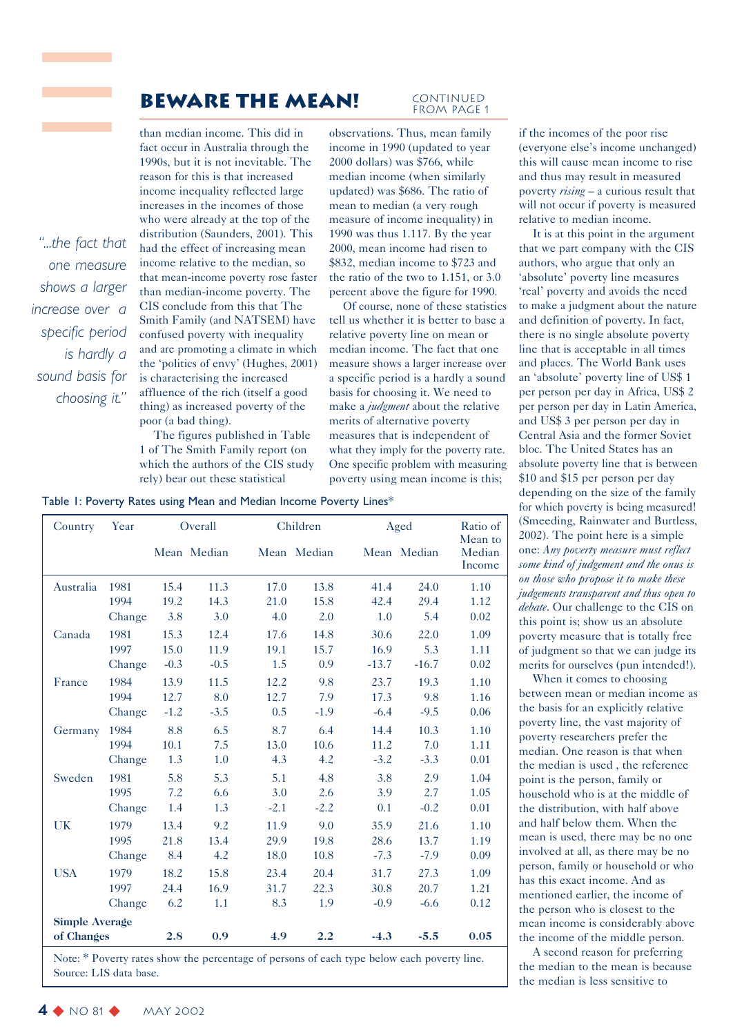## BEWARE THE MEAN!

CONTINUED FROM PAGE 1

than median income. This did in fact occur in Australia through the 1990s, but it is not inevitable. The reason for this is that increased income inequality reflected large increases in the incomes of those who were already at the top of the distribution (Saunders, 2001). This had the effect of increasing mean income relative to the median, so that mean-income poverty rose faster than median-income poverty. The CIS conclude from this that The Smith Family (and NATSEM) have confused poverty with inequality and are promoting a climate in which the 'politics of envy' (Hughes, 2001) is characterising the increased affluence of the rich (itself a good thing) as increased poverty of the poor (a bad thing).

The figures published in Table 1 of The Smith Family report (on which the authors of the CIS study rely) bear out these statistical observations. Thus, mean family income in 1990 (updated to year 2000 dollars) was $766, while median income (when similarly updated) was $686. The ratio of mean to median (a very rough measure of income inequality) in 1990 was thus 1.117. By the year 2000, mean income had risen to $832, median income to $723 and the ratio of the two to 1.151, or 3.0 percent above the figure for 1990.

Of course, none of these statistics tell us whether it is better to base a relative poverty line on mean or median income. The fact that one measure shows a larger increase over a specific period is a hardly a sound basis for choosing it. We need to make a *judgment* about the relative merits of alternative poverty measures that is independent of what they imply for the poverty rate. One specific problem with measuring poverty using mean income is this; if the incomes of the poor rise (everyone else's income unchanged) this will cause mean income to rise and thus may result in measured poverty *rising* – a curious result that will not occur if poverty is measured relative to median income.

*"...the fact that one measure shows a larger increase over a specific period is hardly a sound basis for choosing it."*

It is at this point in the argument that we part company with the CIS authors, who argue that only an 'absolute' poverty line measures 'real' poverty and avoids the need to make a judgment about the nature and definition of poverty. In fact, there is no single absolute poverty line that is acceptable in all times and places. The World Bank uses an 'absolute' poverty line of US$ 1 per person per day in Africa, US$ 2 per person per day in Latin America, and US$ 3 per person per day in Central Asia and the former Soviet bloc. The United States has an absolute poverty line that is between $10 and $15 per person per day depending on the size of the family for which poverty is being measured! (Smeeding, Rainwater and Burtless, 2002). The point here is a simple one: *Any poverty measure must reflect some kind of judgement and the onus is on those who propose it to make these judgements transparent and thus open to debate*. Our challenge to the CIS on this point is; show us an absolute poverty measure that is totally free of judgment so that we can judge its merits for ourselves (pun intended!).

When it comes to choosing between mean or median income as the basis for an explicitly relative poverty line, the vast majority of poverty researchers prefer the median. One reason is that when the median is used , the reference point is the person, family or household who is at the middle of the distribution, with half above and half below them. When the mean is used, there may be no one involved at all, as there may be no person, family or household or who has this exact income. And as mentioned earlier, the income of the person who is closest to the mean income is considerably above the income of the middle person.

A second reason for preferring the median to the mean is because the median is less sensitive to

Table 1: Poverty Rates using Mean and Median Income Poverty Lines*

| Country | Year | Overall | | Children | | Aged | | Ratio of Mean to Median Income |
|---|---|---|---|---|---|---|---|---|
| | | Mean | Median | Mean | Median | Mean | Median | |
| Australia | 1981 | 15.4 | 11.3 | 17.0 | 13.8 | 41.4 | 24.0 | 1.10 |
| | 1994 | 19.2 | 14.3 | 21.0 | 15.8 | 42.4 | 29.4 | 1.12 |
| | Change | 3.8 | 3.0 | 4.0 | 2.0 | 1.0 | 5.4 | 0.02 |
| Canada | 1981 | 15.3 | 12.4 | 17.6 | 14.8 | 30.6 | 22.0 | 1.09 |
| | 1997 | 15.0 | 11.9 | 19.1 | 15.7 | 16.9 | 5.3 | 1.11 |
| | Change | -0.3 | -0.5 | 1.5 | 0.9 | -13.7 | -16.7 | 0.02 |
| France | 1984 | 13.9 | 11.5 | 12.2 | 9.8 | 23.7 | 19.3 | 1.10 |
| | 1994 | 12.7 | 8.0 | 12.7 | 7.9 | 17.3 | 9.8 | 1.16 |
| | Change | -1.2 | -3.5 | 0.5 | -1.9 | -6.4 | -9.5 | 0.06 |
| Germany | 1984 | 8.8 | 6.5 | 8.7 | 6.4 | 14.4 | 10.3 | 1.10 |
| | 1994 | 10.1 | 7.5 | 13.0 | 10.6 | 11.2 | 7.0 | 1.11 |
| | Change | 1.3 | 1.0 | 4.3 | 4.2 | -3.2 | -3.3 | 0.01 |
| Sweden | 1981 | 5.8 | 5.3 | 5.1 | 4.8 | 3.8 | 2.9 | 1.04 |
| | 1995 | 7.2 | 6.6 | 3.0 | 2.6 | 3.9 | 2.7 | 1.05 |
| | Change | 1.4 | 1.3 | -2.1 | -2.2 | 0.1 | -0.2 | 0.01 |
| UK | 1979 | 13.4 | 9.2 | 11.9 | 9.0 | 35.9 | 21.6 | 1.10 |
| | 1995 | 21.8 | 13.4 | 29.9 | 19.8 | 28.6 | 13.7 | 1.19 |
| | Change | 8.4 | 4.2 | 18.0 | 10.8 | -7.3 | -7.9 | 0.09 |
| USA | 1979 | 18.2 | 15.8 | 23.4 | 20.4 | 31.7 | 27.3 | 1.09 |
| | 1997 | 24.4 | 16.9 | 31.7 | 22.3 | 30.8 | 20.7 | 1.21 |
| | Change | 6.2 | 1.1 | 8.3 | 1.9 | -0.9 | -6.6 | 0.12 |
| **Simple Average of Changes** | | **2.8** | **0.9** | **4.9** | **2.2** | **-4.3** | **-5.5** | **0.05** |

Note: * Poverty rates show the percentage of persons of each type below each poverty line.
Source: LIS data base.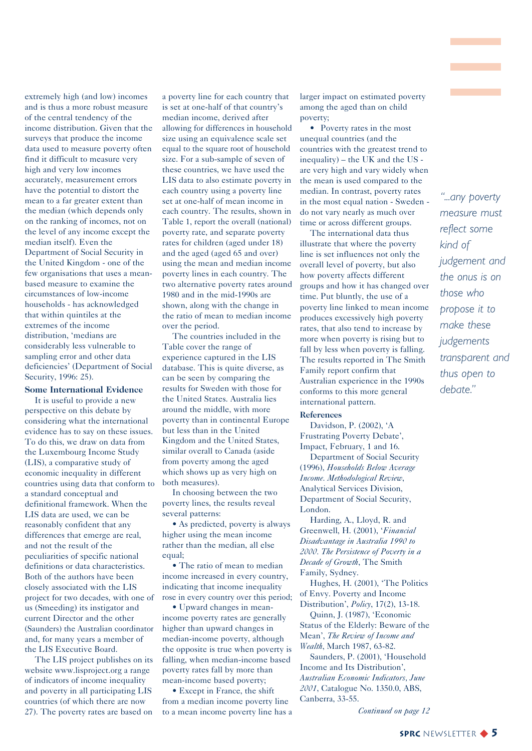extremely high (and low) incomes and is thus a more robust measure of the central tendency of the income distribution. Given that the surveys that produce the income data used to measure poverty often find it difficult to measure very high and very low incomes accurately, measurement errors have the potential to distort the mean to a far greater extent than the median (which depends only on the ranking of incomes, not on the level of any income except the median itself). Even the Department of Social Security in the United Kingdom - one of the few organisations that uses a mean-based measure to examine the circumstances of low-income households - has acknowledged that within quintiles at the extremes of the income distribution, 'medians are considerably less vulnerable to sampling error and other data deficiencies' (Department of Social Security, 1996: 25).

### Some International Evidence

It is useful to provide a new perspective on this debate by considering what the international evidence has to say on these issues. To do this, we draw on data from the Luxembourg Income Study (LIS), a comparative study of economic inequality in different countries using data that conform to a standard conceptual and definitional framework. When the LIS data are used, we can be reasonably confident that any differences that emerge are real, and not the result of the peculiarities of specific national definitions or data characteristics. Both of the authors have been closely associated with the LIS project for two decades, with one of us (Smeeding) its instigator and current Director and the other (Saunders) the Australian coordinator and, for many years a member of the LIS Executive Board.

The LIS project publishes on its website www.lisproject.org a range of indicators of income inequality and poverty in all participating LIS countries (of which there are now 27). The poverty rates are based on a poverty line for each country that is set at one-half of that country's median income, derived after allowing for differences in household size using an equivalence scale set equal to the square root of household size. For a sub-sample of seven of these countries, we have used the LIS data to also estimate poverty in each country using a poverty line set at one-half of mean income in each country. The results, shown in Table 1, report the overall (national) poverty rate, and separate poverty rates for children (aged under 18) and the aged (aged 65 and over) using the mean and median income poverty lines in each country. The two alternative poverty rates around 1980 and in the mid-1990s are shown, along with the change in the ratio of mean to median income over the period.

The countries included in the Table cover the range of experience captured in the LIS database. This is quite diverse, as can be seen by comparing the results for Sweden with those for the United States. Australia lies around the middle, with more poverty than in continental Europe but less than in the United Kingdom and the United States, similar overall to Canada (aside from poverty among the aged which shows up as very high on both measures).

In choosing between the two poverty lines, the results reveal several patterns:

- As predicted, poverty is always higher using the mean income rather than the median, all else equal;
- The ratio of mean to median income increased in every country, indicating that income inequality rose in every country over this period;
- Upward changes in mean-income poverty rates are generally higher than upward changes in median-income poverty, although the opposite is true when poverty is falling, when median-income based poverty rates fall by more than mean-income based poverty;
- Except in France, the shift from a median income poverty line to a mean income poverty line has a larger impact on estimated poverty among the aged than on child poverty;
- Poverty rates in the most unequal countries (and the countries with the greatest trend to inequality) – the UK and the US - are very high and vary widely when the mean is used compared to the median. In contrast, poverty rates in the most equal nation - Sweden - do not vary nearly as much over time or across different groups.

The international data thus illustrate that where the poverty line is set influences not only the overall level of poverty, but also how poverty affects different groups and how it has changed over time. Put bluntly, the use of a poverty line linked to mean income produces excessively high poverty rates, that also tend to increase by more when poverty is rising but to fall by less when poverty is falling. The results reported in The Smith Family report confirm that Australian experience in the 1990s conforms to this more general international pattern.

### References

Davidson, P. (2002), 'A Frustrating Poverty Debate', Impact, February, 1 and 16.

Department of Social Security (1996), *Households Below Average Income. Methodological Review*, Analytical Services Division, Department of Social Security, London.

Harding, A., Lloyd, R. and Greenwell, H. (2001), '*Financial Disadvantage in Australia 1990 to 2000. The Persistence of Poverty in a Decade of Growth*, The Smith Family, Sydney.

Hughes, H. (2001), 'The Politics of Envy. Poverty and Income Distribution', *Policy*, 17(2), 13-18.

Quinn, J. (1987), 'Economic Status of the Elderly: Beware of the Mean', *The Review of Income and Wealth*, March 1987, 63-82.

Saunders, P. (2001), 'Household Income and Its Distribution', *Australian Economic Indicators, June 2001*, Catalogue No. 1350.0, ABS, Canberra, 33-55.

*Continued on page 12*

*"...any poverty measure must reflect some kind of judgement and the onus is on those who propose it to make these judgements transparent and thus open to debate."*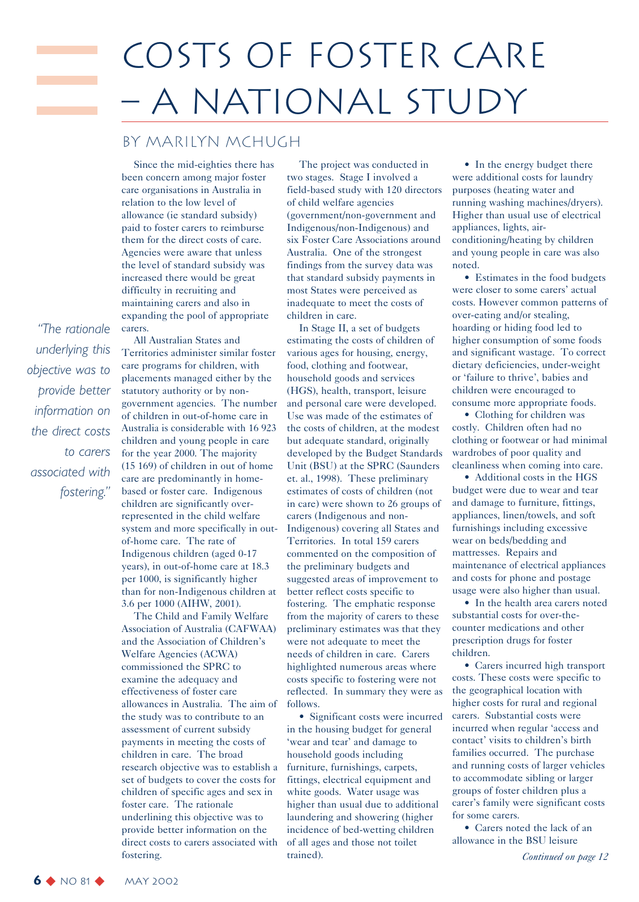# Costs of Foster Care – A National Study

## By Marilyn McHugh

Since the mid-eighties there has been concern among major foster care organisations in Australia in relation to the low level of allowance (ie standard subsidy) paid to foster carers to reimburse them for the direct costs of care. Agencies were aware that unless the level of standard subsidy was increased there would be great difficulty in recruiting and maintaining carers and also in expanding the pool of appropriate carers.

> *"The rationale underlying this objective was to provide better information on the direct costs to carers associated with fostering."*

All Australian States and Territories administer similar foster care programs for children, with placements managed either by the statutory authority or by non-government agencies. The number of children in out-of-home care in Australia is considerable with 16 923 children and young people in care for the year 2000. The majority (15 169) of children in out of home care are predominantly in home-based or foster care. Indigenous children are significantly over-represented in the child welfare system and more specifically in out-of-home care. The rate of Indigenous children (aged 0-17 years), in out-of-home care at 18.3 per 1000, is significantly higher than for non-Indigenous children at 3.6 per 1000 (AIHW, 2001).

The Child and Family Welfare Association of Australia (CAFWAA) and the Association of Children's Welfare Agencies (ACWA) commissioned the SPRC to examine the adequacy and effectiveness of foster care allowances in Australia. The aim of the study was to contribute to an assessment of current subsidy payments in meeting the costs of children in care. The broad research objective was to establish a set of budgets to cover the costs for children of specific ages and sex in foster care. The rationale underlining this objective was to provide better information on the direct costs to carers associated with fostering.

The project was conducted in two stages. Stage I involved a field-based study with 120 directors of child welfare agencies (government/non-government and Indigenous/non-Indigenous) and six Foster Care Associations around Australia. One of the strongest findings from the survey data was that standard subsidy payments in most States were perceived as inadequate to meet the costs of children in care.

In Stage II, a set of budgets estimating the costs of children of various ages for housing, energy, food, clothing and footwear, household goods and services (HGS), health, transport, leisure and personal care were developed. Use was made of the estimates of the costs of children, at the modest but adequate standard, originally developed by the Budget Standards Unit (BSU) at the SPRC (Saunders et. al., 1998). These preliminary estimates of costs of children (not in care) were shown to 26 groups of carers (Indigenous and non-Indigenous) covering all States and Territories. In total 159 carers commented on the composition of the preliminary budgets and suggested areas of improvement to better reflect costs specific to fostering. The emphatic response from the majority of carers to these preliminary estimates was that they were not adequate to meet the needs of children in care. Carers highlighted numerous areas where costs specific to fostering were not reflected. In summary they were as follows.

- Significant costs were incurred in the housing budget for general 'wear and tear' and damage to household goods including furniture, furnishings, carpets, fittings, electrical equipment and white goods. Water usage was higher than usual due to additional laundering and showering (higher incidence of bed-wetting children of all ages and those not toilet trained).
- In the energy budget there were additional costs for laundry purposes (heating water and running washing machines/dryers). Higher than usual use of electrical appliances, lights, air-conditioning/heating by children and young people in care was also noted.
- Estimates in the food budgets were closer to some carers' actual costs. However common patterns of over-eating and/or stealing, hoarding or hiding food led to higher consumption of some foods and significant wastage. To correct dietary deficiencies, under-weight or 'failure to thrive', babies and children were encouraged to consume more appropriate foods.
- Clothing for children was costly. Children often had no clothing or footwear or had minimal wardrobes of poor quality and cleanliness when coming into care.
- Additional costs in the HGS budget were due to wear and tear and damage to furniture, fittings, appliances, linen/towels, and soft furnishings including excessive wear on beds/bedding and mattresses. Repairs and maintenance of electrical appliances and costs for phone and postage usage were also higher than usual.
- In the health area carers noted substantial costs for over-the-counter medications and other prescription drugs for foster children.
- Carers incurred high transport costs. These costs were specific to the geographical location with higher costs for rural and regional carers. Substantial costs were incurred when regular 'access and contact' visits to children's birth families occurred. The purchase and running costs of larger vehicles to accommodate sibling or larger groups of foster children plus a carer's family were significant costs for some carers.
- Carers noted the lack of an allowance in the BSU leisure

*Continued on page 12*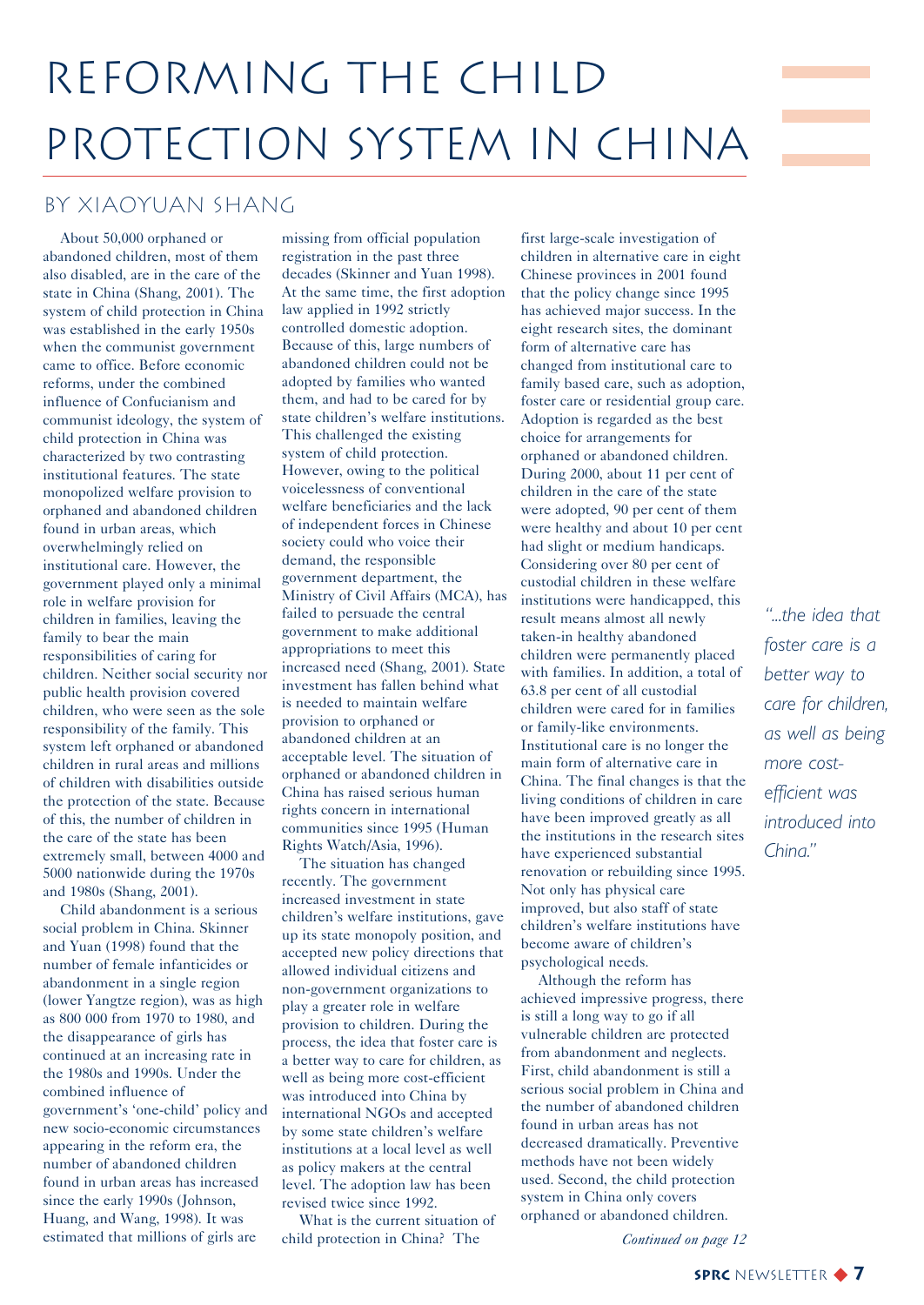# Reforming the Child Protection System in China

## By Xiaoyuan Shang

About 50,000 orphaned or abandoned children, most of them also disabled, are in the care of the state in China (Shang, 2001). The system of child protection in China was established in the early 1950s when the communist government came to office. Before economic reforms, under the combined influence of Confucianism and communist ideology, the system of child protection in China was characterized by two contrasting institutional features. The state monopolized welfare provision to orphaned and abandoned children found in urban areas, which overwhelmingly relied on institutional care. However, the government played only a minimal role in welfare provision for children in families, leaving the family to bear the main responsibilities of caring for children. Neither social security nor public health provision covered children, who were seen as the sole responsibility of the family. This system left orphaned or abandoned children in rural areas and millions of children with disabilities outside the protection of the state. Because of this, the number of children in the care of the state has been extremely small, between 4000 and 5000 nationwide during the 1970s and 1980s (Shang, 2001).

Child abandonment is a serious social problem in China. Skinner and Yuan (1998) found that the number of female infanticides or abandonment in a single region (lower Yangtze region), was as high as 800 000 from 1970 to 1980, and the disappearance of girls has continued at an increasing rate in the 1980s and 1990s. Under the combined influence of government's 'one-child' policy and new socio-economic circumstances appearing in the reform era, the number of abandoned children found in urban areas has increased since the early 1990s (Johnson, Huang, and Wang, 1998). It was estimated that millions of girls are missing from official population registration in the past three decades (Skinner and Yuan 1998). At the same time, the first adoption law applied in 1992 strictly controlled domestic adoption. Because of this, large numbers of abandoned children could not be adopted by families who wanted them, and had to be cared for by state children's welfare institutions. This challenged the existing system of child protection. However, owing to the political voicelessness of conventional welfare beneficiaries and the lack of independent forces in Chinese society could who voice their demand, the responsible government department, the Ministry of Civil Affairs (MCA), has failed to persuade the central government to make additional appropriations to meet this increased need (Shang, 2001). State investment has fallen behind what is needed to maintain welfare provision to orphaned or abandoned children at an acceptable level. The situation of orphaned or abandoned children in China has raised serious human rights concern in international communities since 1995 (Human Rights Watch/Asia, 1996).

The situation has changed recently. The government increased investment in state children's welfare institutions, gave up its state monopoly position, and accepted new policy directions that allowed individual citizens and non-government organizations to play a greater role in welfare provision to children. During the process, the idea that foster care is a better way to care for children, as well as being more cost-efficient was introduced into China by international NGOs and accepted by some state children's welfare institutions at a local level as well as policy makers at the central level. The adoption law has been revised twice since 1992.

What is the current situation of child protection in China? The first large-scale investigation of children in alternative care in eight Chinese provinces in 2001 found that the policy change since 1995 has achieved major success. In the eight research sites, the dominant form of alternative care has changed from institutional care to family based care, such as adoption, foster care or residential group care. Adoption is regarded as the best choice for arrangements for orphaned or abandoned children. During 2000, about 11 per cent of children in the care of the state were adopted, 90 per cent of them were healthy and about 10 per cent had slight or medium handicaps. Considering over 80 per cent of custodial children in these welfare institutions were handicapped, this result means almost all newly taken-in healthy abandoned children were permanently placed with families. In addition, a total of 63.8 per cent of all custodial children were cared for in families or family-like environments. Institutional care is no longer the main form of alternative care in China. The final changes is that the living conditions of children in care have been improved greatly as all the institutions in the research sites have experienced substantial renovation or rebuilding since 1995. Not only has physical care improved, but also staff of state children's welfare institutions have become aware of children's psychological needs.

Although the reform has achieved impressive progress, there is still a long way to go if all vulnerable children are protected from abandonment and neglects. First, child abandonment is still a serious social problem in China and the number of abandoned children found in urban areas has not decreased dramatically. Preventive methods have not been widely used. Second, the child protection system in China only covers orphaned or abandoned children.

*Continued on page 12*

*"...the idea that foster care is a better way to care for children, as well as being more cost-efficient was introduced into China."*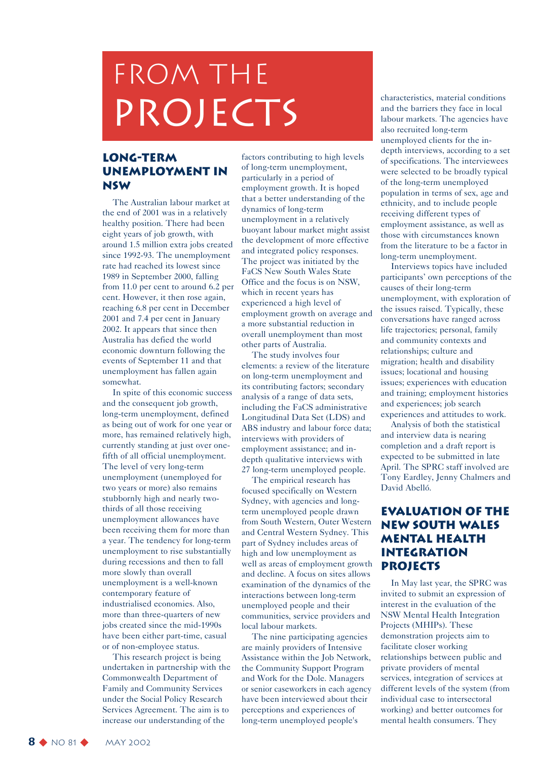# FROM THE PROJECTS

## LONG-TERM UNEMPLOYMENT IN NSW

The Australian labour market at the end of 2001 was in a relatively healthy position. There had been eight years of job growth, with around 1.5 million extra jobs created since 1992-93. The unemployment rate had reached its lowest since 1989 in September 2000, falling from 11.0 per cent to around 6.2 per cent. However, it then rose again, reaching 6.8 per cent in December 2001 and 7.4 per cent in January 2002. It appears that since then Australia has defied the world economic downturn following the events of September 11 and that unemployment has fallen again somewhat.

In spite of this economic success and the consequent job growth, long-term unemployment, defined as being out of work for one year or more, has remained relatively high, currently standing at just over one-fifth of all official unemployment. The level of very long-term unemployment (unemployed for two years or more) also remains stubbornly high and nearly two-thirds of all those receiving unemployment allowances have been receiving them for more than a year. The tendency for long-term unemployment to rise substantially during recessions and then to fall more slowly than overall unemployment is a well-known contemporary feature of industrialised economies. Also, more than three-quarters of new jobs created since the mid-1990s have been either part-time, casual or of non-employee status.

This research project is being undertaken in partnership with the Commonwealth Department of Family and Community Services under the Social Policy Research Services Agreement. The aim is to increase our understanding of the factors contributing to high levels of long-term unemployment, particularly in a period of employment growth. It is hoped that a better understanding of the dynamics of long-term unemployment in a relatively buoyant labour market might assist the development of more effective and integrated policy responses. The project was initiated by the FaCS New South Wales State Office and the focus is on NSW, which in recent years has experienced a high level of employment growth on average and a more substantial reduction in overall unemployment than most other parts of Australia.

The study involves four elements: a review of the literature on long-term unemployment and its contributing factors; secondary analysis of a range of data sets, including the FaCS administrative Longitudinal Data Set (LDS) and ABS industry and labour force data; interviews with providers of employment assistance; and in-depth qualitative interviews with 27 long-term unemployed people.

The empirical research has focused specifically on Western Sydney, with agencies and long-term unemployed people drawn from South Western, Outer Western and Central Western Sydney. This part of Sydney includes areas of high and low unemployment as well as areas of employment growth and decline. A focus on sites allows examination of the dynamics of the interactions between long-term unemployed people and their communities, service providers and local labour markets.

The nine participating agencies are mainly providers of Intensive Assistance within the Job Network, the Community Support Program and Work for the Dole. Managers or senior caseworkers in each agency have been interviewed about their perceptions and experiences of long-term unemployed people's characteristics, material conditions and the barriers they face in local labour markets. The agencies have also recruited long-term unemployed clients for the in-depth interviews, according to a set of specifications. The interviewees were selected to be broadly typical of the long-term unemployed population in terms of sex, age and ethnicity, and to include people receiving different types of employment assistance, as well as those with circumstances known from the literature to be a factor in long-term unemployment.

Interviews topics have included participants' own perceptions of the causes of their long-term unemployment, with exploration of the issues raised. Typically, these conversations have ranged across life trajectories; personal, family and community contexts and relationships; culture and migration; health and disability issues; locational and housing issues; experiences with education and training; employment histories and experiences; job search experiences and attitudes to work.

Analysis of both the statistical and interview data is nearing completion and a draft report is expected to be submitted in late April. The SPRC staff involved are Tony Eardley, Jenny Chalmers and David Abelló.

## EVALUATION OF THE NEW SOUTH WALES MENTAL HEALTH INTEGRATION PROJECTS

In May last year, the SPRC was invited to submit an expression of interest in the evaluation of the NSW Mental Health Integration Projects (MHIPs). These demonstration projects aim to facilitate closer working relationships between public and private providers of mental services, integration of services at different levels of the system (from individual case to intersectoral working) and better outcomes for mental health consumers. They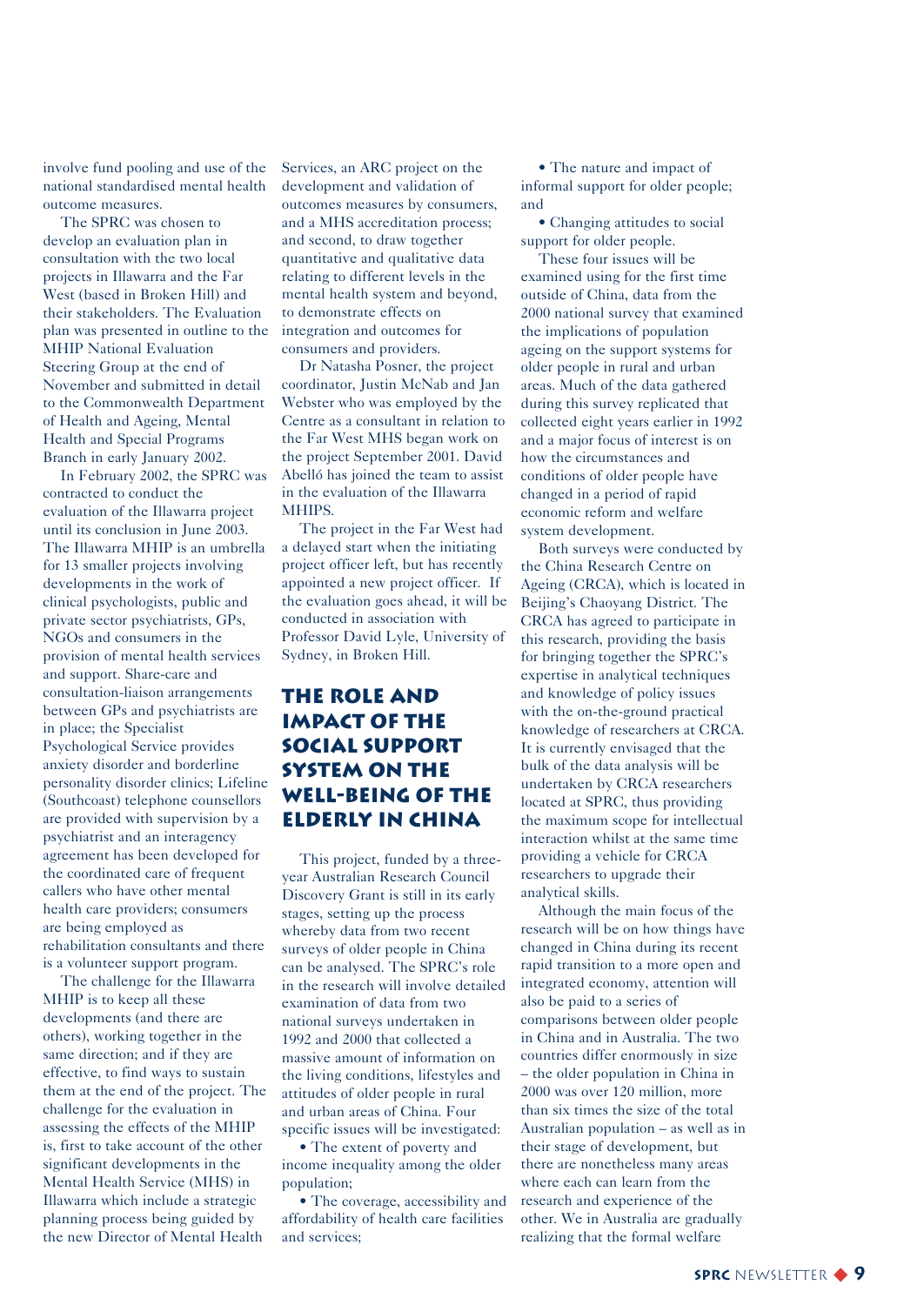involve fund pooling and use of the national standardised mental health outcome measures.

The SPRC was chosen to develop an evaluation plan in consultation with the two local projects in Illawarra and the Far West (based in Broken Hill) and their stakeholders. The Evaluation plan was presented in outline to the MHIP National Evaluation Steering Group at the end of November and submitted in detail to the Commonwealth Department of Health and Ageing, Mental Health and Special Programs Branch in early January 2002.

In February 2002, the SPRC was contracted to conduct the evaluation of the Illawarra project until its conclusion in June 2003. The Illawarra MHIP is an umbrella for 13 smaller projects involving developments in the work of clinical psychologists, public and private sector psychiatrists, GPs, NGOs and consumers in the provision of mental health services and support. Share-care and consultation-liaison arrangements between GPs and psychiatrists are in place; the Specialist Psychological Service provides anxiety disorder and borderline personality disorder clinics; Lifeline (Southcoast) telephone counsellors are provided with supervision by a psychiatrist and an interagency agreement has been developed for the coordinated care of frequent callers who have other mental health care providers; consumers are being employed as rehabilitation consultants and there is a volunteer support program.

The challenge for the Illawarra MHIP is to keep all these developments (and there are others), working together in the same direction; and if they are effective, to find ways to sustain them at the end of the project. The challenge for the evaluation in assessing the effects of the MHIP is, first to take account of the other significant developments in the Mental Health Service (MHS) in Illawarra which include a strategic planning process being guided by the new Director of Mental Health Services, an ARC project on the development and validation of outcomes measures by consumers, and a MHS accreditation process; and second, to draw together quantitative and qualitative data relating to different levels in the mental health system and beyond, to demonstrate effects on integration and outcomes for consumers and providers.

Dr Natasha Posner, the project coordinator, Justin McNab and Jan Webster who was employed by the Centre as a consultant in relation to the Far West MHS began work on the project September 2001. David Abelló has joined the team to assist in the evaluation of the Illawarra MHIPS.

The project in the Far West had a delayed start when the initiating project officer left, but has recently appointed a new project officer. If the evaluation goes ahead, it will be conducted in association with Professor David Lyle, University of Sydney, in Broken Hill.

## The Role and Impact of the Social Support System on the Well-Being of the Elderly in China

This project, funded by a three-year Australian Research Council Discovery Grant is still in its early stages, setting up the process whereby data from two recent surveys of older people in China can be analysed. The SPRC's role in the research will involve detailed examination of data from two national surveys undertaken in 1992 and 2000 that collected a massive amount of information on the living conditions, lifestyles and attitudes of older people in rural and urban areas of China. Four specific issues will be investigated:

- The extent of poverty and income inequality among the older population;
- The coverage, accessibility and affordability of health care facilities and services;
- The nature and impact of informal support for older people; and
- Changing attitudes to social support for older people.

These four issues will be examined using for the first time outside of China, data from the 2000 national survey that examined the implications of population ageing on the support systems for older people in rural and urban areas. Much of the data gathered during this survey replicated that collected eight years earlier in 1992 and a major focus of interest is on how the circumstances and conditions of older people have changed in a period of rapid economic reform and welfare system development.

Both surveys were conducted by the China Research Centre on Ageing (CRCA), which is located in Beijing's Chaoyang District. The CRCA has agreed to participate in this research, providing the basis for bringing together the SPRC's expertise in analytical techniques and knowledge of policy issues with the on-the-ground practical knowledge of researchers at CRCA. It is currently envisaged that the bulk of the data analysis will be undertaken by CRCA researchers located at SPRC, thus providing the maximum scope for intellectual interaction whilst at the same time providing a vehicle for CRCA researchers to upgrade their analytical skills.

Although the main focus of the research will be on how things have changed in China during its recent rapid transition to a more open and integrated economy, attention will also be paid to a series of comparisons between older people in China and in Australia. The two countries differ enormously in size – the older population in China in 2000 was over 120 million, more than six times the size of the total Australian population – as well as in their stage of development, but there are nonetheless many areas where each can learn from the research and experience of the other. We in Australia are gradually realizing that the formal welfare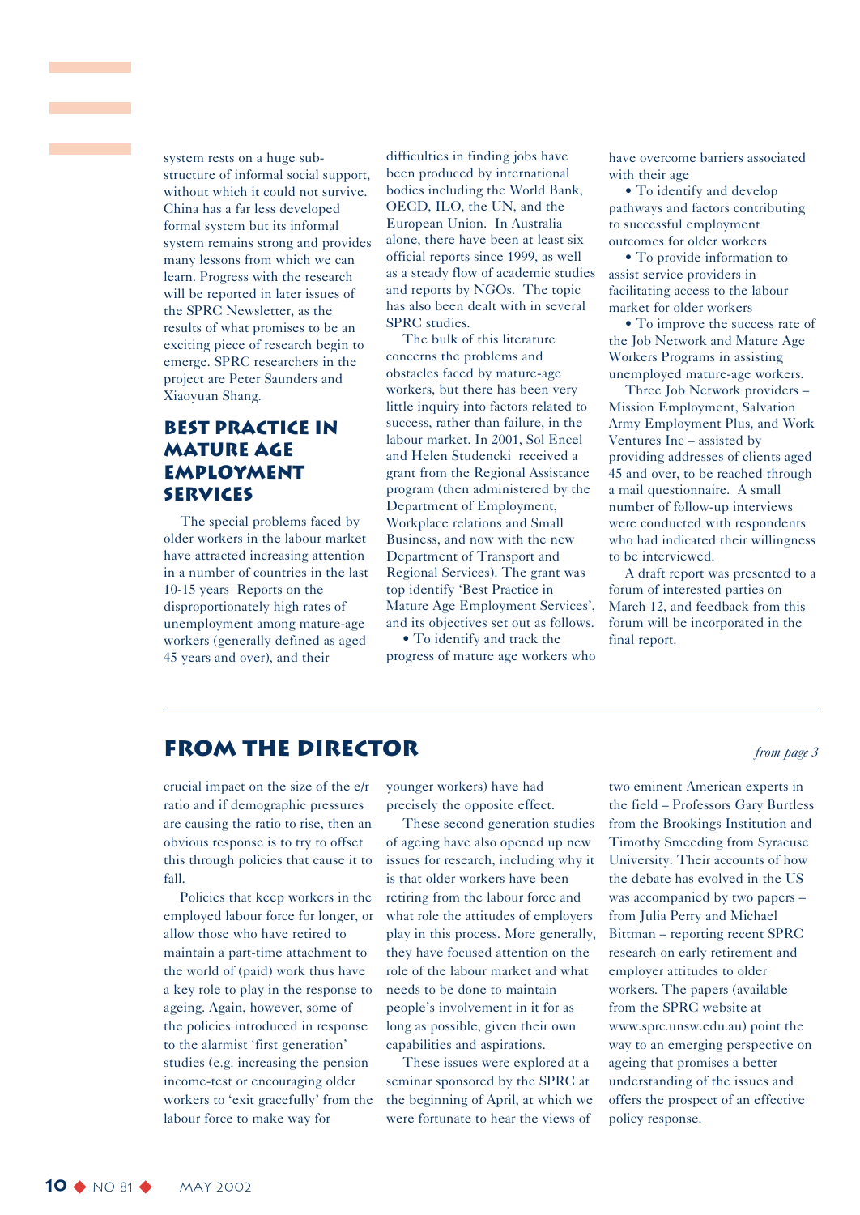system rests on a huge sub-structure of informal social support, without which it could not survive. China has a far less developed formal system but its informal system remains strong and provides many lessons from which we can learn. Progress with the research will be reported in later issues of the SPRC Newsletter, as the results of what promises to be an exciting piece of research begin to emerge. SPRC researchers in the project are Peter Saunders and Xiaoyuan Shang.

## BEST PRACTICE IN MATURE AGE EMPLOYMENT SERVICES

The special problems faced by older workers in the labour market have attracted increasing attention in a number of countries in the last 10-15 years Reports on the disproportionately high rates of unemployment among mature-age workers (generally defined as aged 45 years and over), and their difficulties in finding jobs have been produced by international bodies including the World Bank, OECD, ILO, the UN, and the European Union. In Australia alone, there have been at least six official reports since 1999, as well as a steady flow of academic studies and reports by NGOs. The topic has also been dealt with in several SPRC studies.

The bulk of this literature concerns the problems and obstacles faced by mature-age workers, but there has been very little inquiry into factors related to success, rather than failure, in the labour market. In 2001, Sol Encel and Helen Studencki received a grant from the Regional Assistance program (then administered by the Department of Employment, Workplace relations and Small Business, and now with the new Department of Transport and Regional Services). The grant was top identify 'Best Practice in Mature Age Employment Services', and its objectives set out as follows.

- To identify and track the progress of mature age workers who have overcome barriers associated with their age
- To identify and develop pathways and factors contributing to successful employment outcomes for older workers
- To provide information to assist service providers in facilitating access to the labour market for older workers
- To improve the success rate of the Job Network and Mature Age Workers Programs in assisting unemployed mature-age workers.

Three Job Network providers – Mission Employment, Salvation Army Employment Plus, and Work Ventures Inc – assisted by providing addresses of clients aged 45 and over, to be reached through a mail questionnaire. A small number of follow-up interviews were conducted with respondents who had indicated their willingness to be interviewed.

A draft report was presented to a forum of interested parties on March 12, and feedback from this forum will be incorporated in the final report.

## FROM THE DIRECTOR

*from page 3*

crucial impact on the size of the e/r ratio and if demographic pressures are causing the ratio to rise, then an obvious response is to try to offset this through policies that cause it to fall.

Policies that keep workers in the employed labour force for longer, or allow those who have retired to maintain a part-time attachment to the world of (paid) work thus have a key role to play in the response to ageing. Again, however, some of the policies introduced in response to the alarmist 'first generation' studies (e.g. increasing the pension income-test or encouraging older workers to 'exit gracefully' from the labour force to make way for younger workers) have had precisely the opposite effect.

These second generation studies of ageing have also opened up new issues for research, including why it is that older workers have been retiring from the labour force and what role the attitudes of employers play in this process. More generally, they have focused attention on the role of the labour market and what needs to be done to maintain people's involvement in it for as long as possible, given their own capabilities and aspirations.

These issues were explored at a seminar sponsored by the SPRC at the beginning of April, at which we were fortunate to hear the views of two eminent American experts in the field – Professors Gary Burtless from the Brookings Institution and Timothy Smeeding from Syracuse University. Their accounts of how the debate has evolved in the US was accompanied by two papers – from Julia Perry and Michael Bittman – reporting recent SPRC research on early retirement and employer attitudes to older workers. The papers (available from the SPRC website at www.sprc.unsw.edu.au) point the way to an emerging perspective on ageing that promises a better understanding of the issues and offers the prospect of an effective policy response.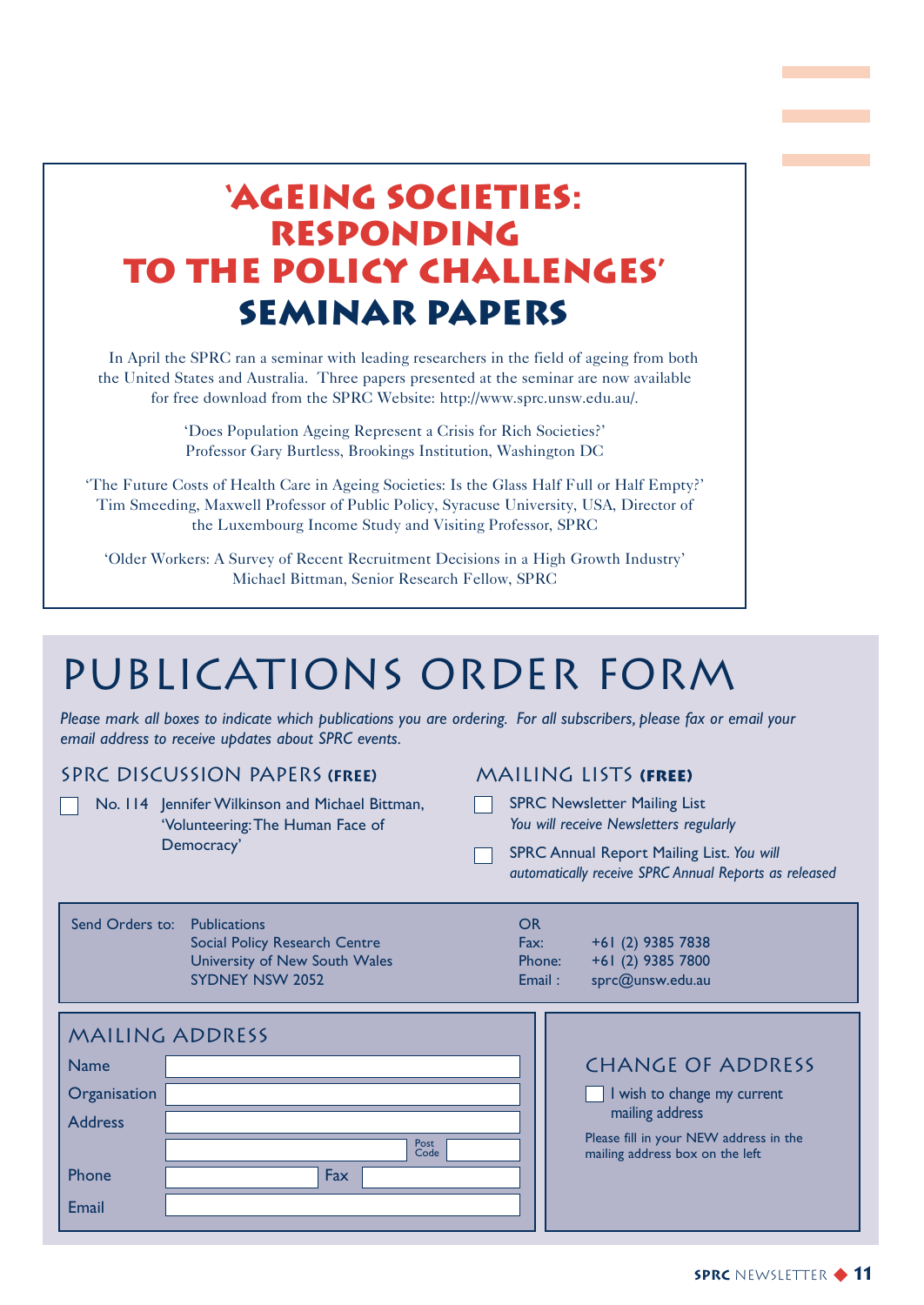# 'Ageing Societies: Responding to the Policy Challenges'

## Seminar Papers

In April the SPRC ran a seminar with leading researchers in the field of ageing from both the United States and Australia. Three papers presented at the seminar are now available for free download from the SPRC Website: http://www.sprc.unsw.edu.au/.

'Does Population Ageing Represent a Crisis for Rich Societies?'
Professor Gary Burtless, Brookings Institution, Washington DC

'The Future Costs of Health Care in Ageing Societies: Is the Glass Half Full or Half Empty?'
Tim Smeeding, Maxwell Professor of Public Policy, Syracuse University, USA, Director of the Luxembourg Income Study and Visiting Professor, SPRC

'Older Workers: A Survey of Recent Recruitment Decisions in a High Growth Industry'
Michael Bittman, Senior Research Fellow, SPRC

# Publications Order Form

*Please mark all boxes to indicate which publications you are ordering. For all subscribers, please fax or email your email address to receive updates about SPRC events.*

## SPRC Discussion Papers **(free)**

- [ ] No. 114 Jennifer Wilkinson and Michael Bittman, 'Volunteering: The Human Face of Democracy'

## Mailing Lists **(free)**

- [ ] SPRC Newsletter Mailing List
  *You will receive Newsletters regularly*
- [ ] SPRC Annual Report Mailing List. *You will automatically receive SPRC Annual Reports as released*

Send Orders to: Publications
Social Policy Research Centre
University of New South Wales
SYDNEY NSW 2052

OR
Fax: +61 (2) 9385 7838
Phone: +61 (2) 9385 7800
Email : sprc@unsw.edu.au

## Mailing Address

Name

Organisation

Address

Post Code

Phone

Fax

Email

## Change of Address

- [ ] I wish to change my current mailing address

Please fill in your NEW address in the mailing address box on the left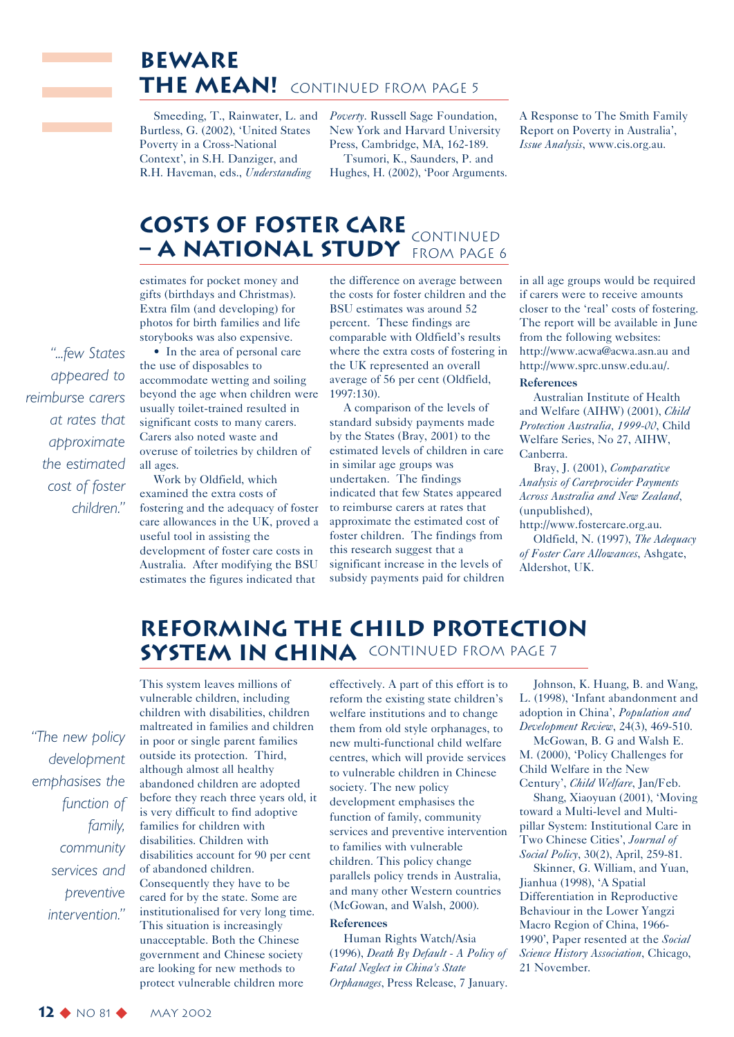# BEWARE THE MEAN! CONTINUED FROM PAGE 5

Smeeding, T., Rainwater, L. and Burtless, G. (2002), 'United States Poverty in a Cross-National Context', in S.H. Danziger, and R.H. Haveman, eds., *Understanding Poverty*. Russell Sage Foundation, New York and Harvard University Press, Cambridge, MA, 162-189.

Tsumori, K., Saunders, P. and Hughes, H. (2002), 'Poor Arguments. A Response to The Smith Family Report on Poverty in Australia', *Issue Analysis*, www.cis.org.au.

# COSTS OF FOSTER CARE – A NATIONAL STUDY CONTINUED FROM PAGE 6

estimates for pocket money and gifts (birthdays and Christmas). Extra film (and developing) for photos for birth families and life storybooks was also expensive.

- In the area of personal care the use of disposables to accommodate wetting and soiling beyond the age when children were usually toilet-trained resulted in significant costs to many carers. Carers also noted waste and overuse of toiletries by children of all ages.

Work by Oldfield, which examined the extra costs of fostering and the adequacy of foster care allowances in the UK, proved a useful tool in assisting the development of foster care costs in Australia. After modifying the BSU estimates the figures indicated that the difference on average between the costs for foster children and the BSU estimates was around 52 percent. These findings are comparable with Oldfield's results where the extra costs of fostering in the UK represented an overall average of 56 per cent (Oldfield, 1997:130).

A comparison of the levels of standard subsidy payments made by the States (Bray, 2001) to the estimated levels of children in care in similar age groups was undertaken. The findings indicated that few States appeared to reimburse carers at rates that approximate the estimated cost of foster children. The findings from this research suggest that a significant increase in the levels of subsidy payments paid for children in all age groups would be required if carers were to receive amounts closer to the 'real' costs of fostering. The report will be available in June from the following websites: http://www.acwa@acwa.asn.au and http://www.sprc.unsw.edu.au/.

*"...few States appeared to reimburse carers at rates that approximate the estimated cost of foster children."*

**References**

Australian Institute of Health and Welfare (AIHW) (2001), *Child Protection Australia, 1999-00*, Child Welfare Series, No 27, AIHW, Canberra.

Bray, J. (2001), *Comparative Analysis of Careprovider Payments Across Australia and New Zealand*, (unpublished), http://www.fostercare.org.au.

Oldfield, N. (1997), *The Adequacy of Foster Care Allowances*, Ashgate, Aldershot, UK.

# REFORMING THE CHILD PROTECTION SYSTEM IN CHINA CONTINUED FROM PAGE 7

This system leaves millions of vulnerable children, including children with disabilities, children maltreated in families and children in poor or single parent families outside its protection. Third, although almost all healthy abandoned children are adopted before they reach three years old, it is very difficult to find adoptive families for children with disabilities. Children with disabilities account for 90 per cent of abandoned children. Consequently they have to be cared for by the state. Some are institutionalised for very long time. This situation is increasingly unacceptable. Both the Chinese government and Chinese society are looking for new methods to protect vulnerable children more effectively. A part of this effort is to reform the existing state children's welfare institutions and to change them from old style orphanages, to new multi-functional child welfare centres, which will provide services to vulnerable children in Chinese society. The new policy development emphasises the function of family, community services and preventive intervention to families with vulnerable children. This policy change parallels policy trends in Australia, and many other Western countries (McGowan, and Walsh, 2000).

*"The new policy development emphasises the function of family, community services and preventive intervention."*

**References**

Human Rights Watch/Asia (1996), *Death By Default - A Policy of Fatal Neglect in China's State Orphanages*, Press Release, 7 January.

Johnson, K. Huang, B. and Wang, L. (1998), 'Infant abandonment and adoption in China', *Population and Development Review*, 24(3), 469-510.

McGowan, B. G and Walsh E. M. (2000), 'Policy Challenges for Child Welfare in the New Century', *Child Welfare*, Jan/Feb.

Shang, Xiaoyuan (2001), 'Moving toward a Multi-level and Multi-pillar System: Institutional Care in Two Chinese Cities', *Journal of Social Policy*, 30(2), April, 259-81.

Skinner, G. William, and Yuan, Jianhua (1998), 'A Spatial Differentiation in Reproductive Behaviour in the Lower Yangzi Macro Region of China, 1966-1990', Paper resented at the *Social Science History Association*, Chicago, 21 November.